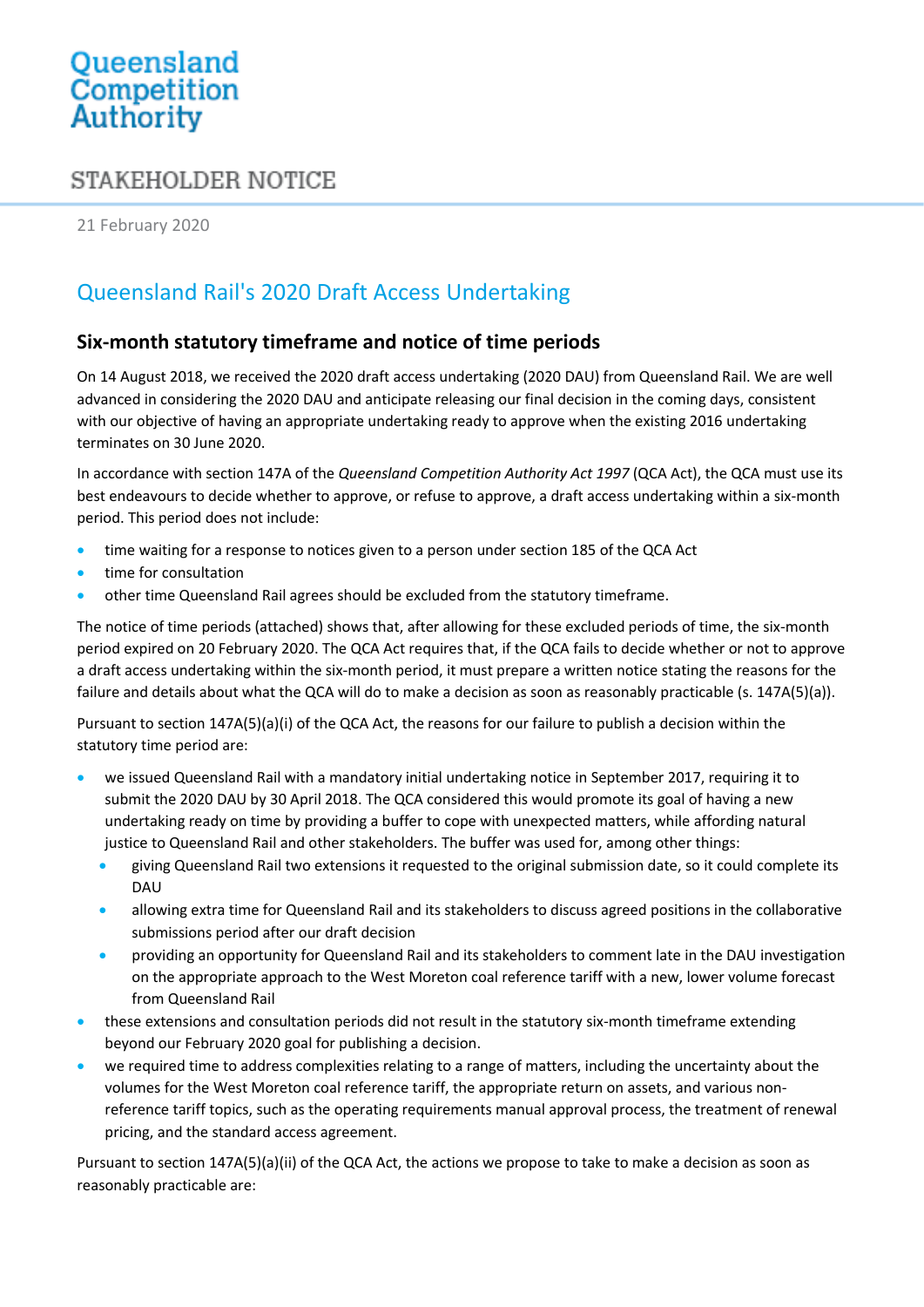Queensland Competition Authority

STAKEHOLDER NOTICE

21 February 2020

# Queensland Rail's 2020 Draft Access Undertaking

## Six-month statutory timeframe and notice of time periods

On 14 August 2018, we received the 2020 draft access undertaking (2020 DAU) from Queensland Rail. We are well advanced in considering the 2020 DAU and anticipate releasing our final decision in the coming days, consistent with our objective of having an appropriate undertaking ready to approve when the existing 2016 undertaking terminates on 30 June 2020.

In accordance with section 147A of the *Queensland Competition Authority Act 1997* (QCA Act), the QCA must use its best endeavours to decide whether to approve, or refuse to approve, a draft access undertaking within a six-month period. This period does not include:

- time waiting for a response to notices given to a person under section 185 of the QCA Act
- time for consultation
- other time Queensland Rail agrees should be excluded from the statutory timeframe.

The notice of time periods (attached) shows that, after allowing for these excluded periods of time, the six-month period expired on 20 February 2020. The QCA Act requires that, if the QCA fails to decide whether or not to approve a draft access undertaking within the six-month period, it must prepare a written notice stating the reasons for the failure and details about what the QCA will do to make a decision as soon as reasonably practicable (s. 147A(5)(a)).

Pursuant to section 147A(5)(a)(i) of the QCA Act, the reasons for our failure to publish a decision within the statutory time period are:

- we issued Queensland Rail with a mandatory initial undertaking notice in September 2017, requiring it to submit the 2020 DAU by 30 April 2018. The QCA considered this would promote its goal of having a new undertaking ready on time by providing a buffer to cope with unexpected matters, while affording natural justice to Queensland Rail and other stakeholders. The buffer was used for, among other things:
  - giving Queensland Rail two extensions it requested to the original submission date, so it could complete its DAU
  - allowing extra time for Queensland Rail and its stakeholders to discuss agreed positions in the collaborative submissions period after our draft decision
  - providing an opportunity for Queensland Rail and its stakeholders to comment late in the DAU investigation on the appropriate approach to the West Moreton coal reference tariff with a new, lower volume forecast from Queensland Rail
- these extensions and consultation periods did not result in the statutory six-month timeframe extending beyond our February 2020 goal for publishing a decision.
- we required time to address complexities relating to a range of matters, including the uncertainty about the volumes for the West Moreton coal reference tariff, the appropriate return on assets, and various non-reference tariff topics, such as the operating requirements manual approval process, the treatment of renewal pricing, and the standard access agreement.

Pursuant to section 147A(5)(a)(ii) of the QCA Act, the actions we propose to take to make a decision as soon as reasonably practicable are: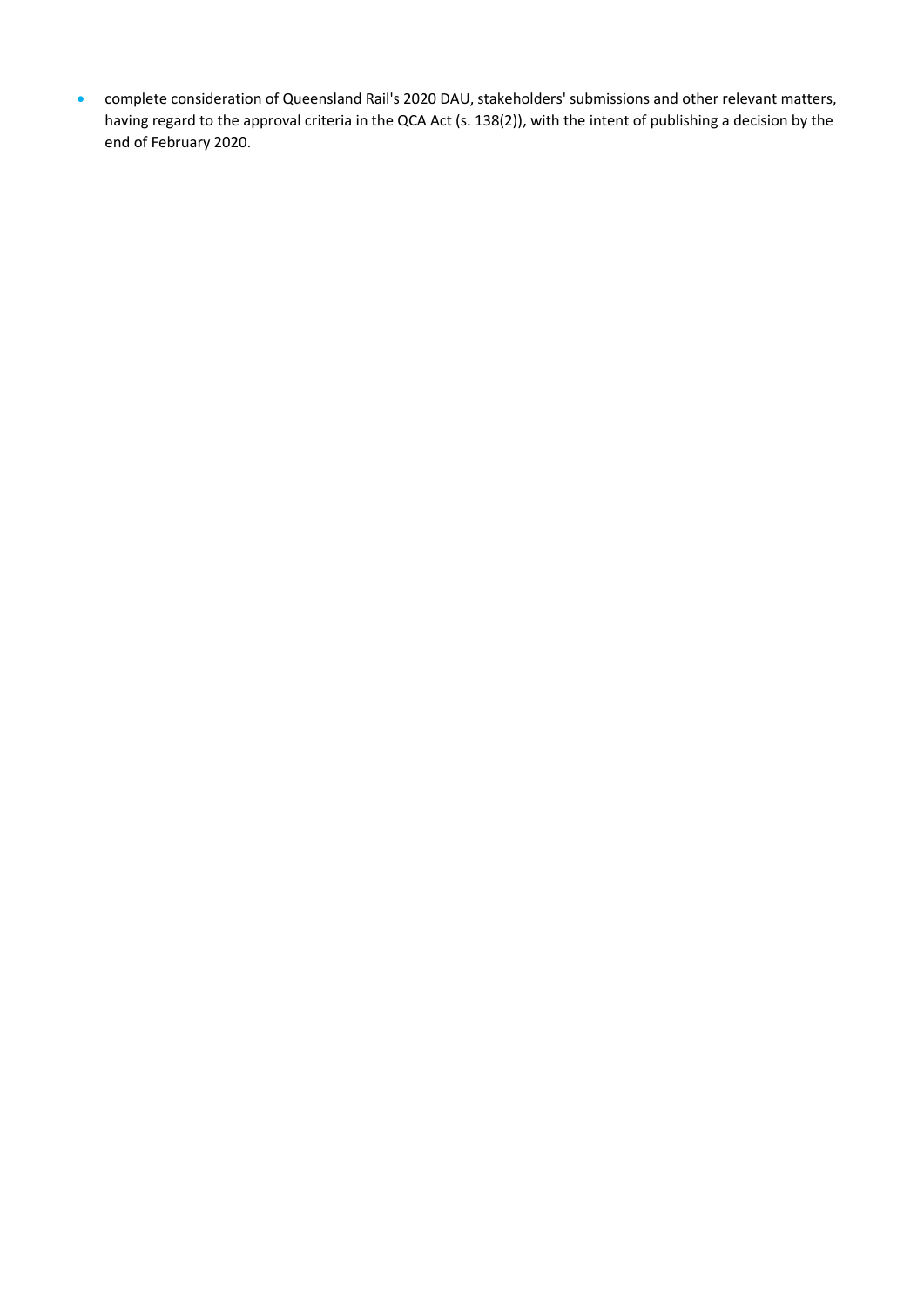- complete consideration of Queensland Rail's 2020 DAU, stakeholders' submissions and other relevant matters, having regard to the approval criteria in the QCA Act (s. 138(2)), with the intent of publishing a decision by the end of February 2020.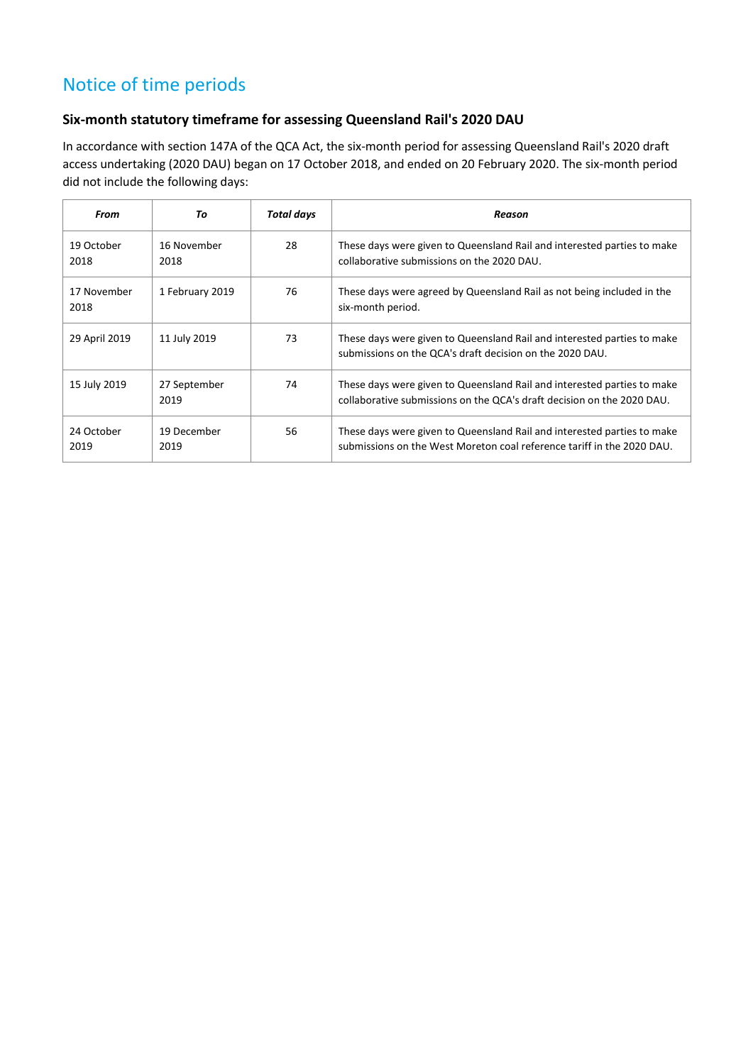# Notice of time periods

### Six-month statutory timeframe for assessing Queensland Rail's 2020 DAU

In accordance with section 147A of the QCA Act, the six-month period for assessing Queensland Rail's 2020 draft access undertaking (2020 DAU) began on 17 October 2018, and ended on 20 February 2020. The six-month period did not include the following days:

| *From* | *To* | *Total days* | *Reason* |
|---|---|---|---|
| 19 October 2018 | 16 November 2018 | 28 | These days were given to Queensland Rail and interested parties to make collaborative submissions on the 2020 DAU. |
| 17 November 2018 | 1 February 2019 | 76 | These days were agreed by Queensland Rail as not being included in the six-month period. |
| 29 April 2019 | 11 July 2019 | 73 | These days were given to Queensland Rail and interested parties to make submissions on the QCA's draft decision on the 2020 DAU. |
| 15 July 2019 | 27 September 2019 | 74 | These days were given to Queensland Rail and interested parties to make collaborative submissions on the QCA's draft decision on the 2020 DAU. |
| 24 October 2019 | 19 December 2019 | 56 | These days were given to Queensland Rail and interested parties to make submissions on the West Moreton coal reference tariff in the 2020 DAU. |